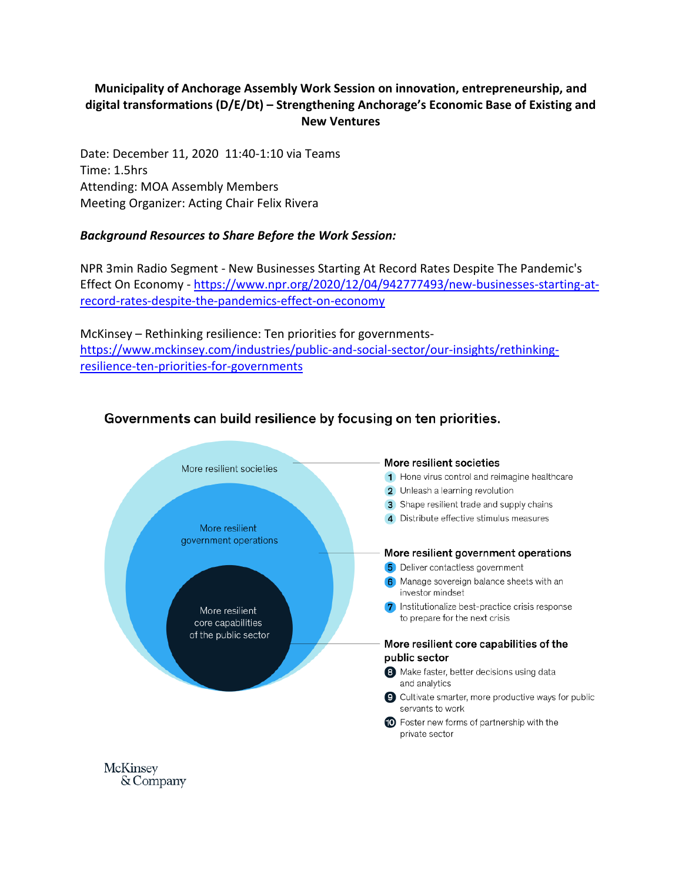**Municipality of Anchorage Assembly Work Session on innovation, entrepreneurship, and digital transformations (D/E/Dt) – Strengthening Anchorage's Economic Base of Existing and New Ventures**

Date: December 11, 2020 11:40-1:10 via Teams
Time: 1.5hrs
Attending: MOA Assembly Members
Meeting Organizer: Acting Chair Felix Rivera

***Background Resources to Share Before the Work Session:***

NPR 3min Radio Segment - New Businesses Starting At Record Rates Despite The Pandemic's Effect On Economy - https://www.npr.org/2020/12/04/942777493/new-businesses-starting-at-record-rates-despite-the-pandemics-effect-on-economy

McKinsey – Rethinking resilience: Ten priorities for governments- https://www.mckinsey.com/industries/public-and-social-sector/our-insights/rethinking-resilience-ten-priorities-for-governments

**Governments can build resilience by focusing on ten priorities.**

More resilient societies

More resilient government operations

More resilient core capabilities of the public sector

**More resilient societies**

1. Hone virus control and reimagine healthcare
2. Unleash a learning revolution
3. Shape resilient trade and supply chains
4. Distribute effective stimulus measures

**More resilient government operations**

5. Deliver contactless government
6. Manage sovereign balance sheets with an investor mindset
7. Institutionalize best-practice crisis response to prepare for the next crisis

**More resilient core capabilities of the public sector**

8. Make faster, better decisions using data and analytics
9. Cultivate smarter, more productive ways for public servants to work
10. Foster new forms of partnership with the private sector

McKinsey & Company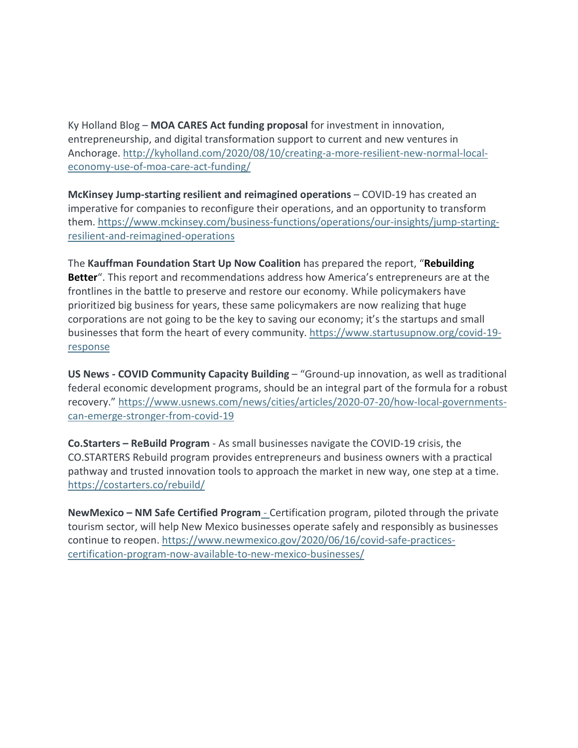Ky Holland Blog – **MOA CARES Act funding proposal** for investment in innovation, entrepreneurship, and digital transformation support to current and new ventures in Anchorage. http://kyholland.com/2020/08/10/creating-a-more-resilient-new-normal-local-economy-use-of-moa-care-act-funding/

**McKinsey Jump-starting resilient and reimagined operations** – COVID-19 has created an imperative for companies to reconfigure their operations, and an opportunity to transform them. https://www.mckinsey.com/business-functions/operations/our-insights/jump-starting-resilient-and-reimagined-operations

The **Kauffman Foundation Start Up Now Coalition** has prepared the report, "**Rebuilding Better**". This report and recommendations address how America's entrepreneurs are at the frontlines in the battle to preserve and restore our economy. While policymakers have prioritized big business for years, these same policymakers are now realizing that huge corporations are not going to be the key to saving our economy; it's the startups and small businesses that form the heart of every community. https://www.startusupnow.org/covid-19-response

**US News - COVID Community Capacity Building** – "Ground-up innovation, as well as traditional federal economic development programs, should be an integral part of the formula for a robust recovery." https://www.usnews.com/news/cities/articles/2020-07-20/how-local-governments-can-emerge-stronger-from-covid-19

**Co.Starters – ReBuild Program** - As small businesses navigate the COVID-19 crisis, the CO.STARTERS Rebuild program provides entrepreneurs and business owners with a practical pathway and trusted innovation tools to approach the market in new way, one step at a time. https://costarters.co/rebuild/

**NewMexico – NM Safe Certified Program** - Certification program, piloted through the private tourism sector, will help New Mexico businesses operate safely and responsibly as businesses continue to reopen. https://www.newmexico.gov/2020/06/16/covid-safe-practices-certification-program-now-available-to-new-mexico-businesses/